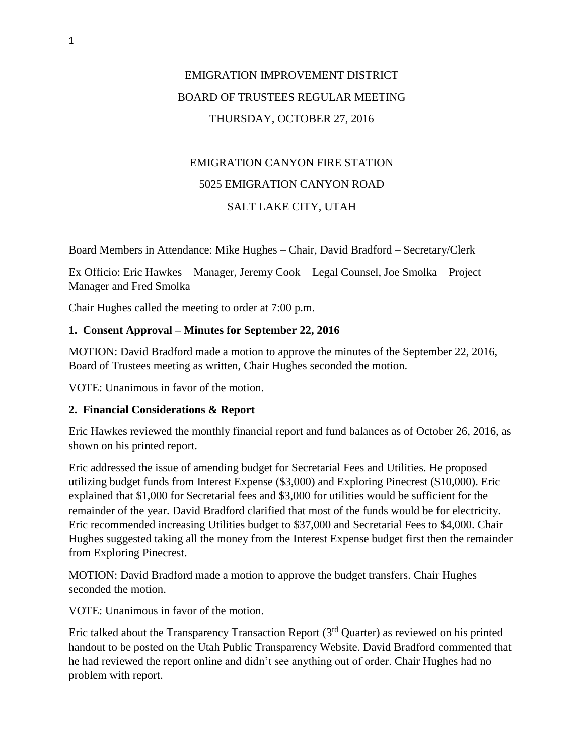# EMIGRATION IMPROVEMENT DISTRICT
# BOARD OF TRUSTEES REGULAR MEETING
# THURSDAY, OCTOBER 27, 2016

EMIGRATION CANYON FIRE STATION
5025 EMIGRATION CANYON ROAD
SALT LAKE CITY, UTAH

Board Members in Attendance: Mike Hughes – Chair, David Bradford – Secretary/Clerk

Ex Officio: Eric Hawkes – Manager, Jeremy Cook – Legal Counsel, Joe Smolka – Project Manager and Fred Smolka

Chair Hughes called the meeting to order at 7:00 p.m.

**1. Consent Approval – Minutes for September 22, 2016**

MOTION: David Bradford made a motion to approve the minutes of the September 22, 2016, Board of Trustees meeting as written, Chair Hughes seconded the motion.

VOTE: Unanimous in favor of the motion.

**2. Financial Considerations & Report**

Eric Hawkes reviewed the monthly financial report and fund balances as of October 26, 2016, as shown on his printed report.

Eric addressed the issue of amending budget for Secretarial Fees and Utilities. He proposed utilizing budget funds from Interest Expense ($3,000) and Exploring Pinecrest ($10,000). Eric explained that $1,000 for Secretarial fees and $3,000 for utilities would be sufficient for the remainder of the year. David Bradford clarified that most of the funds would be for electricity. Eric recommended increasing Utilities budget to $37,000 and Secretarial Fees to $4,000. Chair Hughes suggested taking all the money from the Interest Expense budget first then the remainder from Exploring Pinecrest.

MOTION: David Bradford made a motion to approve the budget transfers. Chair Hughes seconded the motion.

VOTE: Unanimous in favor of the motion.

Eric talked about the Transparency Transaction Report (3rd Quarter) as reviewed on his printed handout to be posted on the Utah Public Transparency Website. David Bradford commented that he had reviewed the report online and didn't see anything out of order. Chair Hughes had no problem with report.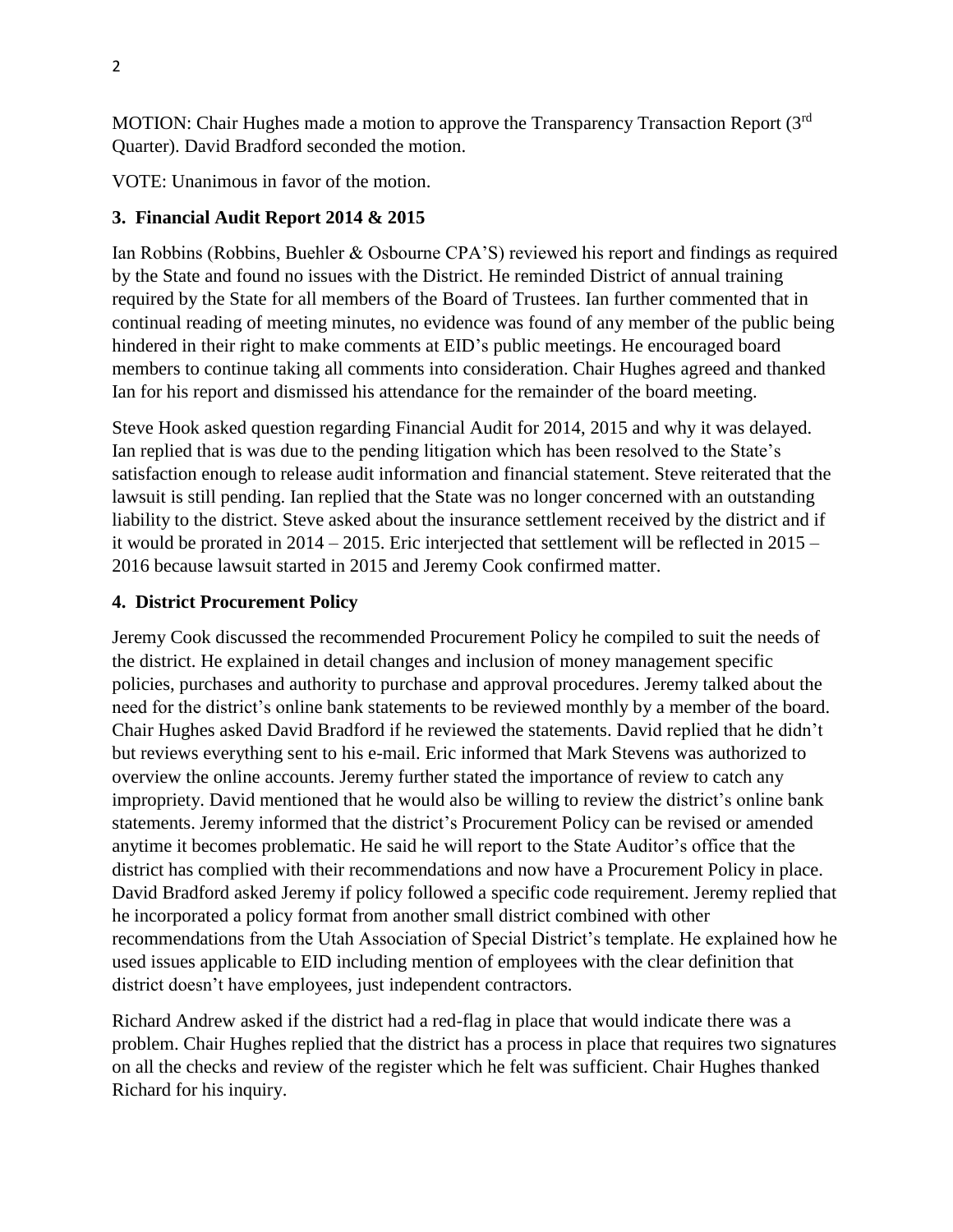MOTION: Chair Hughes made a motion to approve the Transparency Transaction Report (3rd Quarter). David Bradford seconded the motion.

VOTE: Unanimous in favor of the motion.

**3. Financial Audit Report 2014 & 2015**

Ian Robbins (Robbins, Buehler & Osbourne CPA'S) reviewed his report and findings as required by the State and found no issues with the District. He reminded District of annual training required by the State for all members of the Board of Trustees. Ian further commented that in continual reading of meeting minutes, no evidence was found of any member of the public being hindered in their right to make comments at EID's public meetings. He encouraged board members to continue taking all comments into consideration. Chair Hughes agreed and thanked Ian for his report and dismissed his attendance for the remainder of the board meeting.

Steve Hook asked question regarding Financial Audit for 2014, 2015 and why it was delayed. Ian replied that is was due to the pending litigation which has been resolved to the State's satisfaction enough to release audit information and financial statement. Steve reiterated that the lawsuit is still pending. Ian replied that the State was no longer concerned with an outstanding liability to the district. Steve asked about the insurance settlement received by the district and if it would be prorated in 2014 – 2015. Eric interjected that settlement will be reflected in 2015 – 2016 because lawsuit started in 2015 and Jeremy Cook confirmed matter.

**4. District Procurement Policy**

Jeremy Cook discussed the recommended Procurement Policy he compiled to suit the needs of the district. He explained in detail changes and inclusion of money management specific policies, purchases and authority to purchase and approval procedures. Jeremy talked about the need for the district's online bank statements to be reviewed monthly by a member of the board. Chair Hughes asked David Bradford if he reviewed the statements. David replied that he didn't but reviews everything sent to his e-mail. Eric informed that Mark Stevens was authorized to overview the online accounts. Jeremy further stated the importance of review to catch any impropriety. David mentioned that he would also be willing to review the district's online bank statements. Jeremy informed that the district's Procurement Policy can be revised or amended anytime it becomes problematic. He said he will report to the State Auditor's office that the district has complied with their recommendations and now have a Procurement Policy in place. David Bradford asked Jeremy if policy followed a specific code requirement. Jeremy replied that he incorporated a policy format from another small district combined with other recommendations from the Utah Association of Special District's template. He explained how he used issues applicable to EID including mention of employees with the clear definition that district doesn't have employees, just independent contractors.

Richard Andrew asked if the district had a red-flag in place that would indicate there was a problem. Chair Hughes replied that the district has a process in place that requires two signatures on all the checks and review of the register which he felt was sufficient. Chair Hughes thanked Richard for his inquiry.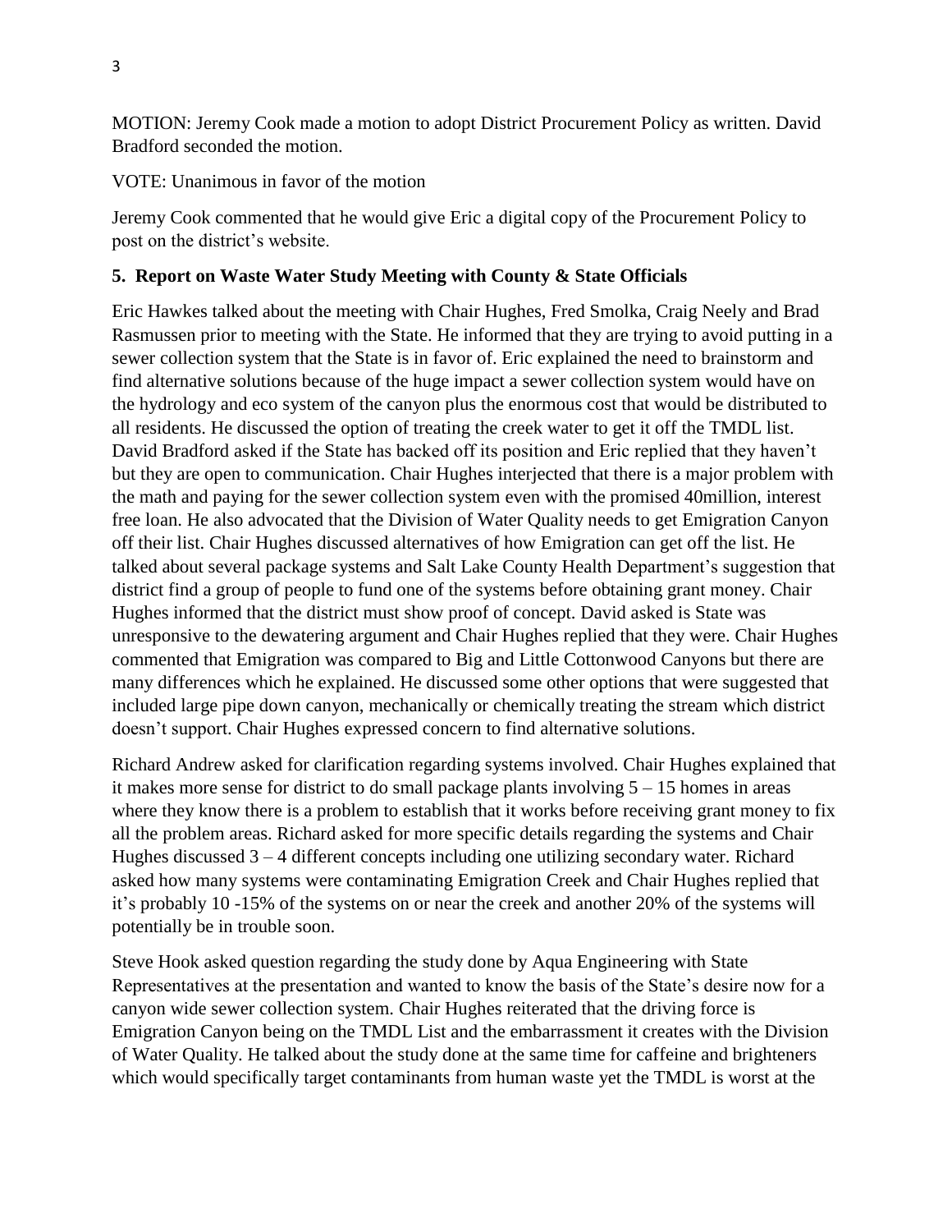MOTION: Jeremy Cook made a motion to adopt District Procurement Policy as written. David Bradford seconded the motion.

VOTE: Unanimous in favor of the motion

Jeremy Cook commented that he would give Eric a digital copy of the Procurement Policy to post on the district's website.

### 5. Report on Waste Water Study Meeting with County & State Officials

Eric Hawkes talked about the meeting with Chair Hughes, Fred Smolka, Craig Neely and Brad Rasmussen prior to meeting with the State. He informed that they are trying to avoid putting in a sewer collection system that the State is in favor of. Eric explained the need to brainstorm and find alternative solutions because of the huge impact a sewer collection system would have on the hydrology and eco system of the canyon plus the enormous cost that would be distributed to all residents. He discussed the option of treating the creek water to get it off the TMDL list. David Bradford asked if the State has backed off its position and Eric replied that they haven't but they are open to communication. Chair Hughes interjected that there is a major problem with the math and paying for the sewer collection system even with the promised 40million, interest free loan. He also advocated that the Division of Water Quality needs to get Emigration Canyon off their list. Chair Hughes discussed alternatives of how Emigration can get off the list. He talked about several package systems and Salt Lake County Health Department's suggestion that district find a group of people to fund one of the systems before obtaining grant money. Chair Hughes informed that the district must show proof of concept. David asked is State was unresponsive to the dewatering argument and Chair Hughes replied that they were. Chair Hughes commented that Emigration was compared to Big and Little Cottonwood Canyons but there are many differences which he explained. He discussed some other options that were suggested that included large pipe down canyon, mechanically or chemically treating the stream which district doesn't support. Chair Hughes expressed concern to find alternative solutions.

Richard Andrew asked for clarification regarding systems involved. Chair Hughes explained that it makes more sense for district to do small package plants involving 5 – 15 homes in areas where they know there is a problem to establish that it works before receiving grant money to fix all the problem areas. Richard asked for more specific details regarding the systems and Chair Hughes discussed 3 – 4 different concepts including one utilizing secondary water. Richard asked how many systems were contaminating Emigration Creek and Chair Hughes replied that it's probably 10 -15% of the systems on or near the creek and another 20% of the systems will potentially be in trouble soon.

Steve Hook asked question regarding the study done by Aqua Engineering with State Representatives at the presentation and wanted to know the basis of the State's desire now for a canyon wide sewer collection system. Chair Hughes reiterated that the driving force is Emigration Canyon being on the TMDL List and the embarrassment it creates with the Division of Water Quality. He talked about the study done at the same time for caffeine and brighteners which would specifically target contaminants from human waste yet the TMDL is worst at the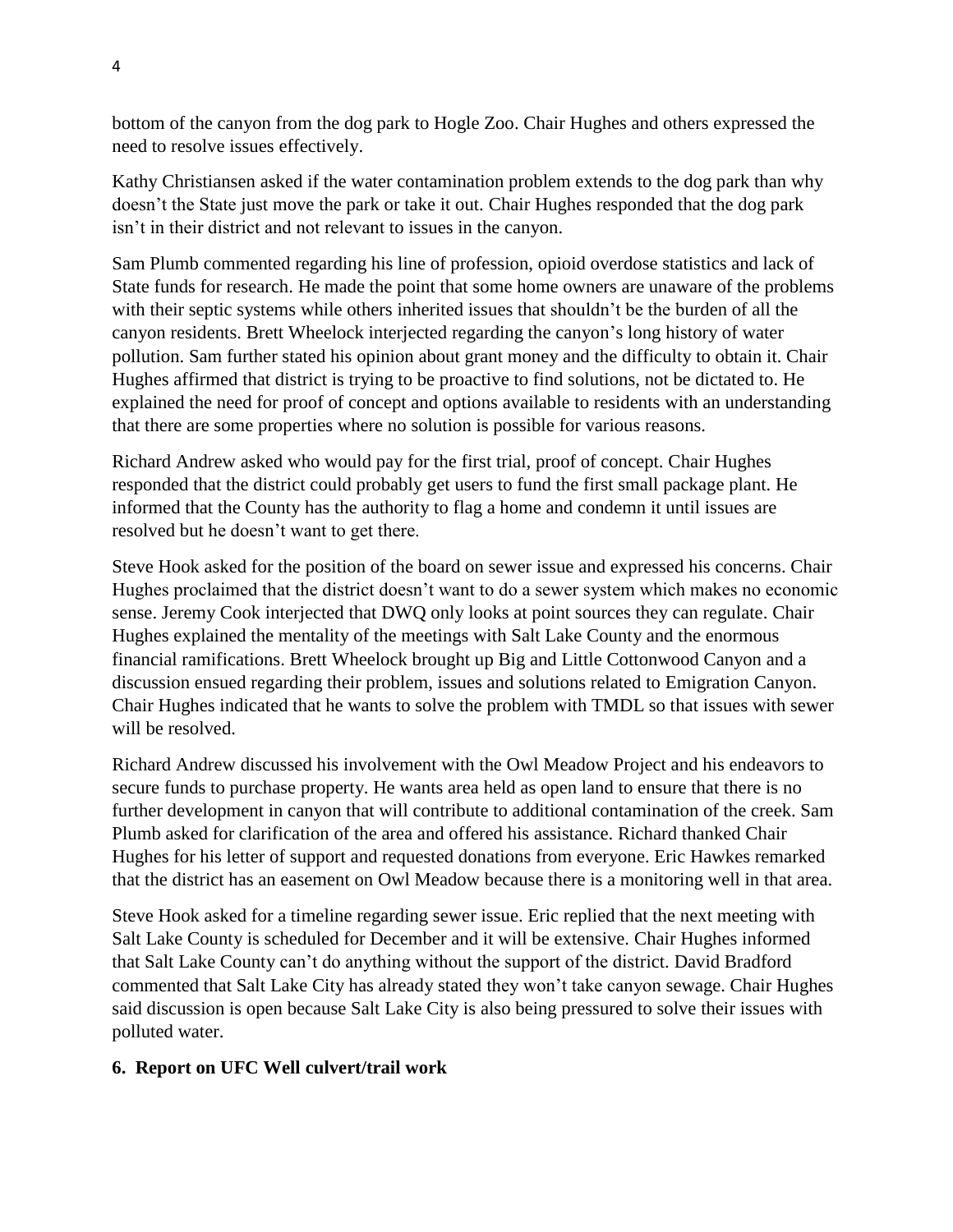bottom of the canyon from the dog park to Hogle Zoo. Chair Hughes and others expressed the need to resolve issues effectively.

Kathy Christiansen asked if the water contamination problem extends to the dog park than why doesn't the State just move the park or take it out. Chair Hughes responded that the dog park isn't in their district and not relevant to issues in the canyon.

Sam Plumb commented regarding his line of profession, opioid overdose statistics and lack of State funds for research. He made the point that some home owners are unaware of the problems with their septic systems while others inherited issues that shouldn't be the burden of all the canyon residents. Brett Wheelock interjected regarding the canyon's long history of water pollution. Sam further stated his opinion about grant money and the difficulty to obtain it. Chair Hughes affirmed that district is trying to be proactive to find solutions, not be dictated to. He explained the need for proof of concept and options available to residents with an understanding that there are some properties where no solution is possible for various reasons.

Richard Andrew asked who would pay for the first trial, proof of concept. Chair Hughes responded that the district could probably get users to fund the first small package plant. He informed that the County has the authority to flag a home and condemn it until issues are resolved but he doesn't want to get there.

Steve Hook asked for the position of the board on sewer issue and expressed his concerns. Chair Hughes proclaimed that the district doesn't want to do a sewer system which makes no economic sense. Jeremy Cook interjected that DWQ only looks at point sources they can regulate. Chair Hughes explained the mentality of the meetings with Salt Lake County and the enormous financial ramifications. Brett Wheelock brought up Big and Little Cottonwood Canyon and a discussion ensued regarding their problem, issues and solutions related to Emigration Canyon. Chair Hughes indicated that he wants to solve the problem with TMDL so that issues with sewer will be resolved.

Richard Andrew discussed his involvement with the Owl Meadow Project and his endeavors to secure funds to purchase property. He wants area held as open land to ensure that there is no further development in canyon that will contribute to additional contamination of the creek. Sam Plumb asked for clarification of the area and offered his assistance. Richard thanked Chair Hughes for his letter of support and requested donations from everyone. Eric Hawkes remarked that the district has an easement on Owl Meadow because there is a monitoring well in that area.

Steve Hook asked for a timeline regarding sewer issue. Eric replied that the next meeting with Salt Lake County is scheduled for December and it will be extensive. Chair Hughes informed that Salt Lake County can't do anything without the support of the district. David Bradford commented that Salt Lake City has already stated they won't take canyon sewage. Chair Hughes said discussion is open because Salt Lake City is also being pressured to solve their issues with polluted water.

**6. Report on UFC Well culvert/trail work**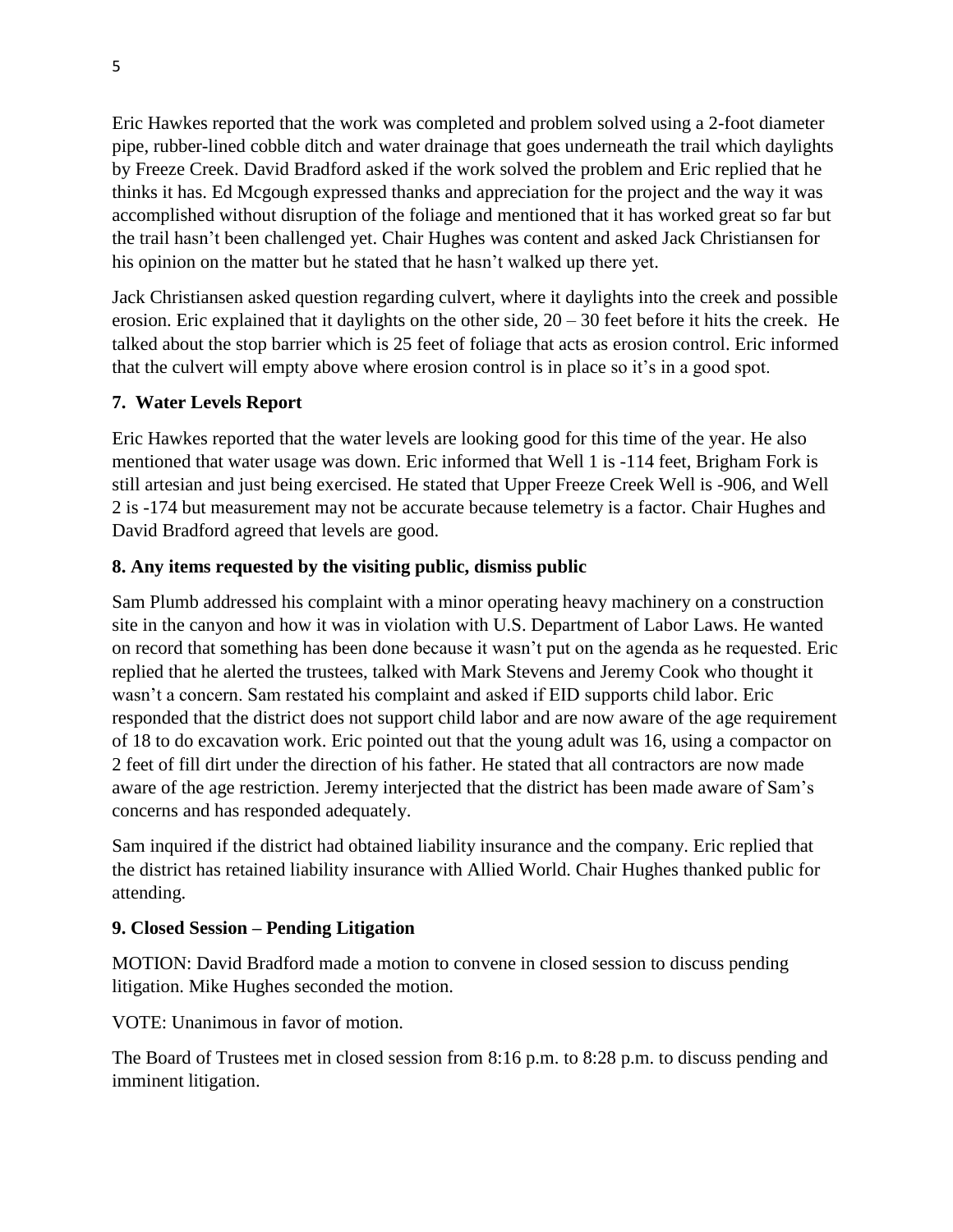Eric Hawkes reported that the work was completed and problem solved using a 2-foot diameter pipe, rubber-lined cobble ditch and water drainage that goes underneath the trail which daylights by Freeze Creek. David Bradford asked if the work solved the problem and Eric replied that he thinks it has. Ed Mcgough expressed thanks and appreciation for the project and the way it was accomplished without disruption of the foliage and mentioned that it has worked great so far but the trail hasn't been challenged yet. Chair Hughes was content and asked Jack Christiansen for his opinion on the matter but he stated that he hasn't walked up there yet.

Jack Christiansen asked question regarding culvert, where it daylights into the creek and possible erosion. Eric explained that it daylights on the other side, 20 – 30 feet before it hits the creek. He talked about the stop barrier which is 25 feet of foliage that acts as erosion control. Eric informed that the culvert will empty above where erosion control is in place so it's in a good spot.

**7. Water Levels Report**

Eric Hawkes reported that the water levels are looking good for this time of the year. He also mentioned that water usage was down. Eric informed that Well 1 is -114 feet, Brigham Fork is still artesian and just being exercised. He stated that Upper Freeze Creek Well is -906, and Well 2 is -174 but measurement may not be accurate because telemetry is a factor. Chair Hughes and David Bradford agreed that levels are good.

**8. Any items requested by the visiting public, dismiss public**

Sam Plumb addressed his complaint with a minor operating heavy machinery on a construction site in the canyon and how it was in violation with U.S. Department of Labor Laws. He wanted on record that something has been done because it wasn't put on the agenda as he requested. Eric replied that he alerted the trustees, talked with Mark Stevens and Jeremy Cook who thought it wasn't a concern. Sam restated his complaint and asked if EID supports child labor. Eric responded that the district does not support child labor and are now aware of the age requirement of 18 to do excavation work. Eric pointed out that the young adult was 16, using a compactor on 2 feet of fill dirt under the direction of his father. He stated that all contractors are now made aware of the age restriction. Jeremy interjected that the district has been made aware of Sam's concerns and has responded adequately.

Sam inquired if the district had obtained liability insurance and the company. Eric replied that the district has retained liability insurance with Allied World. Chair Hughes thanked public for attending.

**9. Closed Session – Pending Litigation**

MOTION: David Bradford made a motion to convene in closed session to discuss pending litigation. Mike Hughes seconded the motion.

VOTE: Unanimous in favor of motion.

The Board of Trustees met in closed session from 8:16 p.m. to 8:28 p.m. to discuss pending and imminent litigation.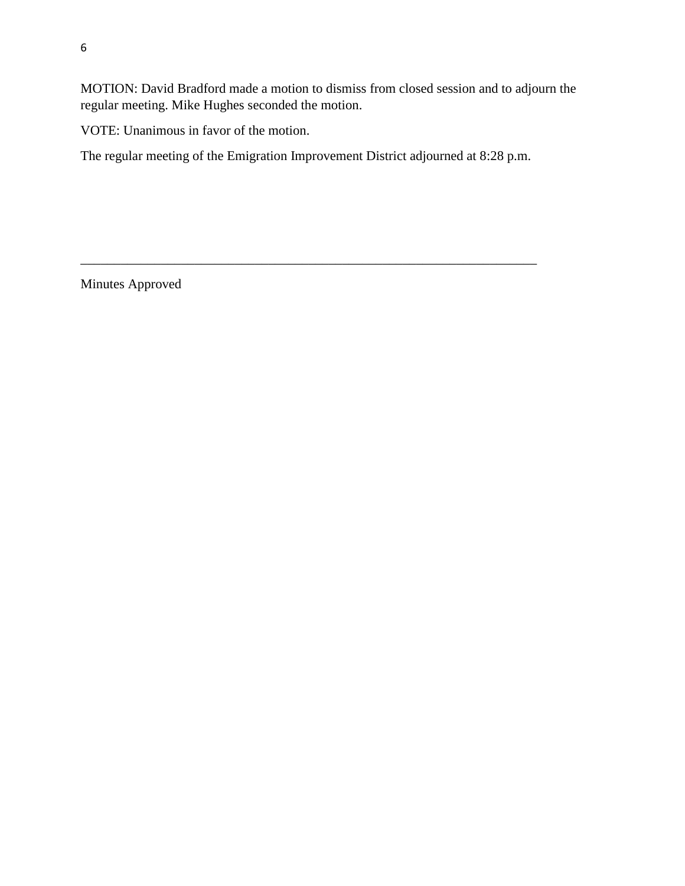MOTION: David Bradford made a motion to dismiss from closed session and to adjourn the regular meeting. Mike Hughes seconded the motion.

VOTE: Unanimous in favor of the motion.

The regular meeting of the Emigration Improvement District adjourned at 8:28 p.m.

\_\_\_\_\_\_\_\_\_\_\_\_\_\_\_\_\_\_\_\_\_\_\_\_\_\_\_\_\_\_\_\_\_\_\_\_\_\_\_\_\_\_\_\_\_\_\_\_\_\_\_\_\_\_\_\_\_\_\_\_\_\_\_\_\_\_\_\_\_\_

Minutes Approved